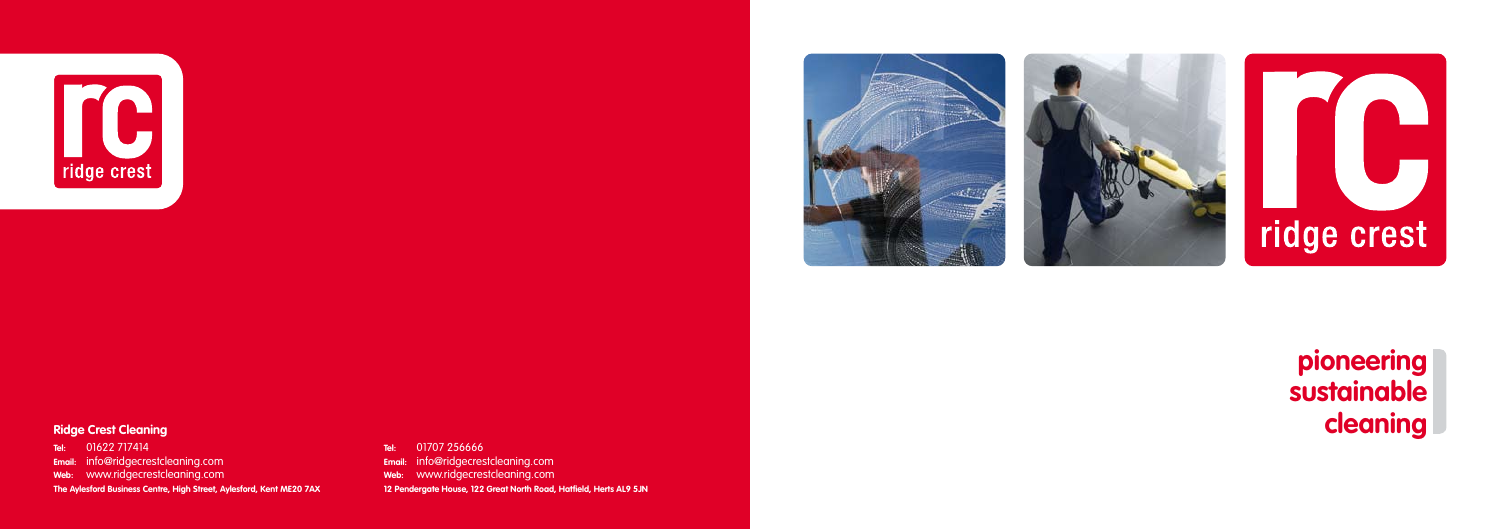ridge crest

ridge crest

**pioneering sustainable cleaning**

**Ridge Crest Cleaning**

**Tel:** 01622 717414
**Email:** info@ridgecrestcleaning.com
**Web:** www.ridgecrestcleaning.com
**The Aylesford Business Centre, High Street, Aylesford, Kent ME20 7AX**

**Tel:** 01707 256666
**Email:** info@ridgecrestcleaning.com
**Web:** www.ridgecrestcleaning.com
**12 Pendergate House, 122 Great North Road, Hatfield, Herts AL9 5JN**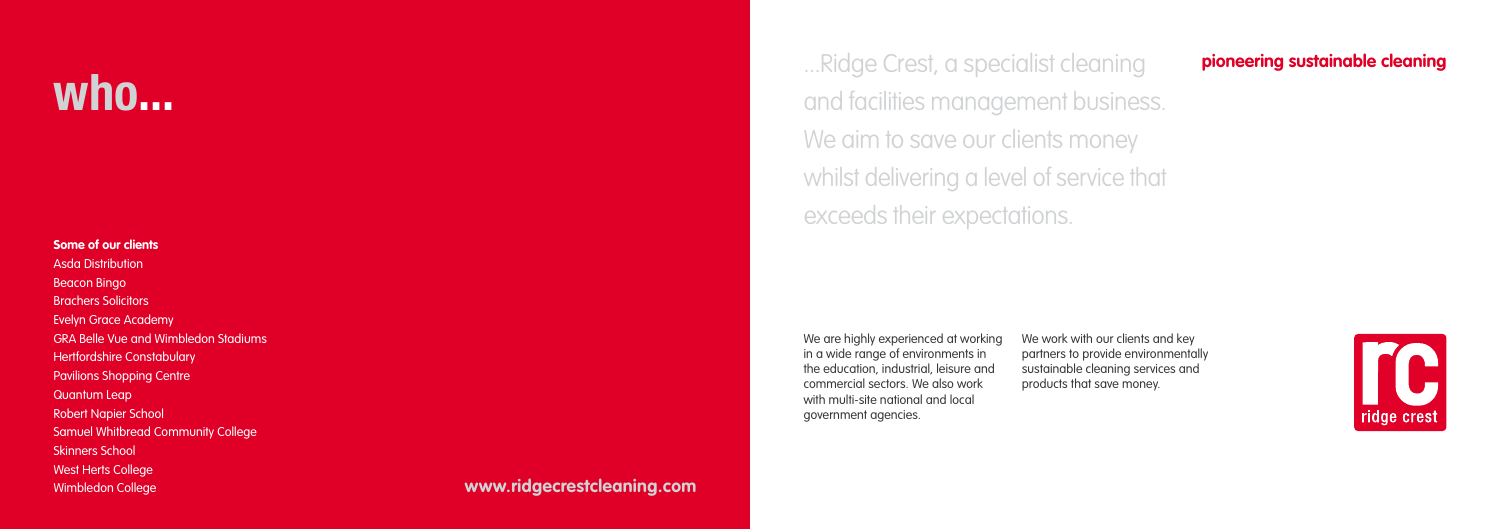# who...

**Some of our clients**

Asda Distribution
Beacon Bingo
Brachers Solicitors
Evelyn Grace Academy
GRA Belle Vue and Wimbledon Stadiums
Hertfordshire Constabulary
Pavilions Shopping Centre
Quantum Leap
Robert Napier School
Samuel Whitbread Community College
Skinners School
West Herts College
Wimbledon College

**www.ridgecrestcleaning.com**

...Ridge Crest, a specialist cleaning and facilities management business. We aim to save our clients money whilst delivering a level of service that exceeds their expectations.

**pioneering sustainable cleaning**

We are highly experienced at working in a wide range of environments in the education, industrial, leisure and commercial sectors. We also work with multi-site national and local government agencies.

We work with our clients and key partners to provide environmentally sustainable cleaning services and products that save money.

rc
ridge crest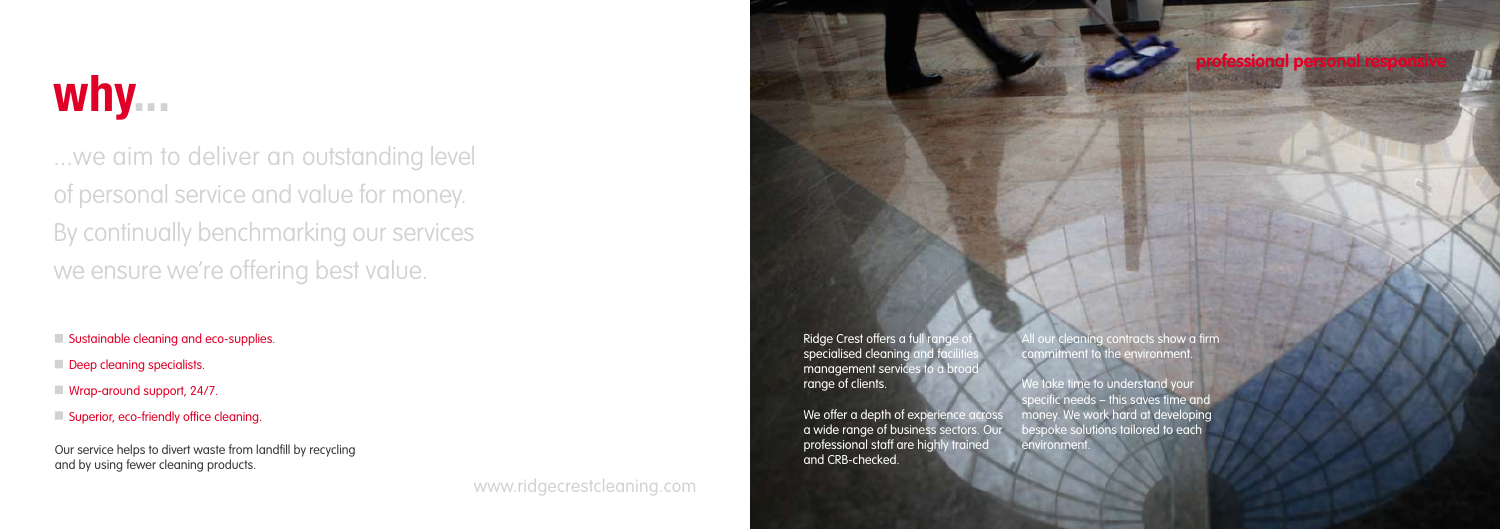# why...

...we aim to deliver an outstanding level of personal service and value for money. By continually benchmarking our services we ensure we're offering best value.

- Sustainable cleaning and eco-supplies.
- Deep cleaning specialists.
- Wrap-around support, 24/7.
- Superior, eco-friendly office cleaning.

Our service helps to divert waste from landfill by recycling and by using fewer cleaning products.

www.ridgecrestcleaning.com

**professional personal responsive**

Ridge Crest offers a full range of specialised cleaning and facilities management services to a broad range of clients.

We offer a depth of experience across a wide range of business sectors. Our professional staff are highly trained and CRB-checked.

All our cleaning contracts show a firm commitment to the environment.

We take time to understand your specific needs – this saves time and money. We work hard at developing bespoke solutions tailored to each environment.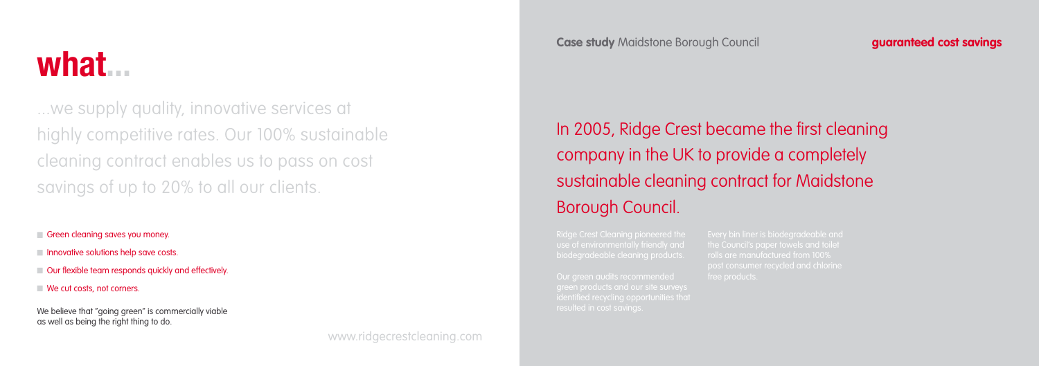# what...

...we supply quality, innovative services at highly competitive rates. Our 100% sustainable cleaning contract enables us to pass on cost savings of up to 20% to all our clients.

- Green cleaning saves you money.
- Innovative solutions help save costs.
- Our flexible team responds quickly and effectively.
- We cut costs, not corners.

We believe that "going green" is commercially viable as well as being the right thing to do.

www.ridgecrestcleaning.com

**Case study** Maidstone Borough Council

**guaranteed cost savings**

## In 2005, Ridge Crest became the first cleaning company in the UK to provide a completely sustainable cleaning contract for Maidstone Borough Council.

Ridge Crest Cleaning pioneered the use of environmentally friendly and biodegradeable cleaning products.

Our green audits recommended green products and our site surveys identified recycling opportunities that resulted in cost savings.

Every bin liner is biodegradeable and the Council's paper towels and toilet rolls are manufactured from 100% post consumer recycled and chlorine free products.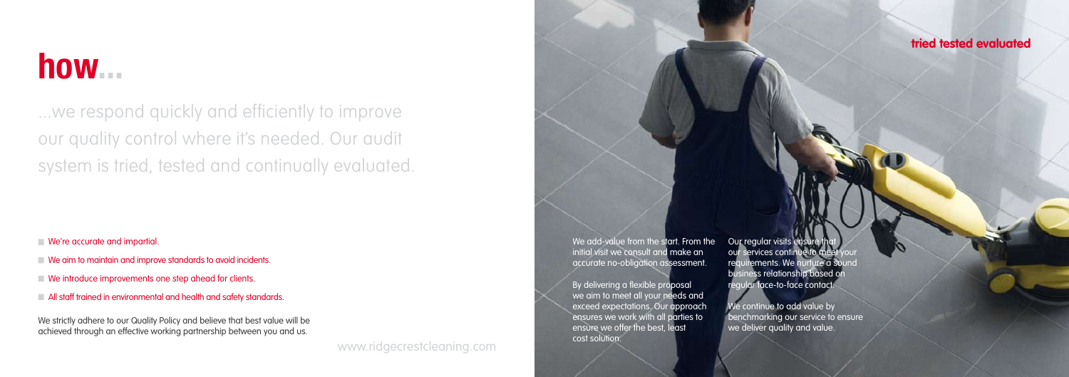# how...

...we respond quickly and efficiently to improve our quality control where it's needed. Our audit system is tried, tested and continually evaluated.

- We're accurate and impartial.
- We aim to maintain and improve standards to avoid incidents.
- We introduce improvements one step ahead for clients.
- All staff trained in environmental and health and safety standards.

We strictly adhere to our Quality Policy and believe that best value will be achieved through an effective working partnership between you and us.

www.ridgecrestcleaning.com

**tried tested evaluated**

We add-value from the start. From the initial visit we consult and make an accurate no-obligation assessment.

By delivering a flexible proposal we aim to meet all your needs and exceed expectations. Our approach ensures we work with all parties to ensure we offer the best, least cost solution.

Our regular visits ensure that our services continue to meet your requirements. We nurture a sound business relationship based on regular face-to-face contact.

We continue to add value by benchmarking our service to ensure we deliver quality and value.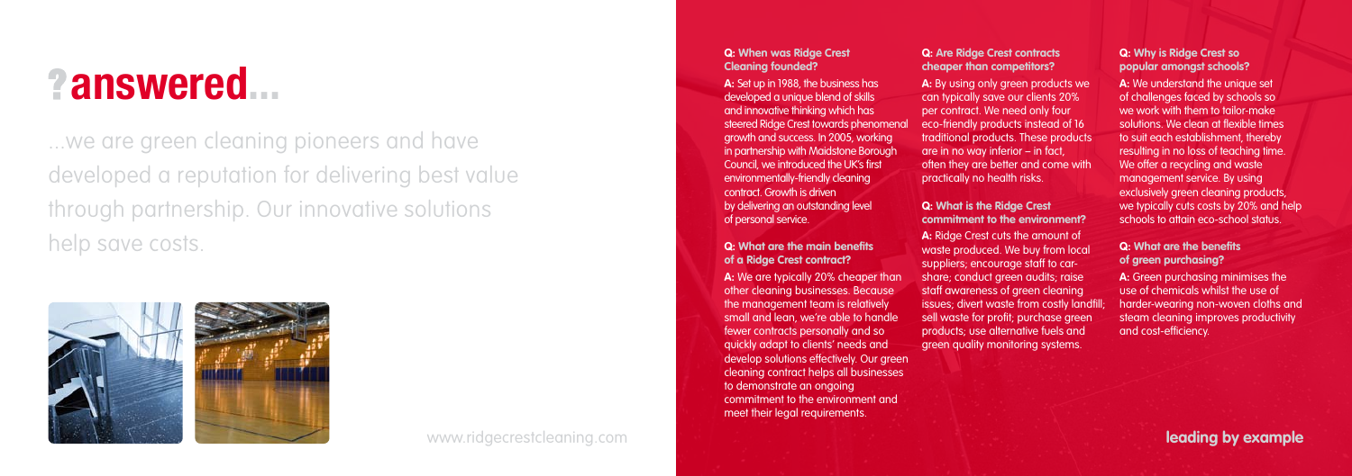# ?answered...

...we are green cleaning pioneers and have developed a reputation for delivering best value through partnership. Our innovative solutions help save costs.

**Q: When was Ridge Crest Cleaning founded?**

**A:** Set up in 1988, the business has developed a unique blend of skills and innovative thinking which has steered Ridge Crest towards phenomenal growth and success. In 2005, working in partnership with Maidstone Borough Council, we introduced the UK's first environmentally-friendly cleaning contract. Growth is driven by delivering an outstanding level of personal service.

**Q: What are the main benefits of a Ridge Crest contract?**

**A:** We are typically 20% cheaper than other cleaning businesses. Because the management team is relatively small and lean, we're able to handle fewer contracts personally and so quickly adapt to clients' needs and develop solutions effectively. Our green cleaning contract helps all businesses to demonstrate an ongoing commitment to the environment and meet their legal requirements.

**Q: Are Ridge Crest contracts cheaper than competitors?**

**A:** By using only green products we can typically save our clients 20% per contract. We need only four eco-friendly products instead of 16 traditional products. These products are in no way inferior – in fact, often they are better and come with practically no health risks.

**Q: What is the Ridge Crest commitment to the environment?**

**A:** Ridge Crest cuts the amount of waste produced. We buy from local suppliers; encourage staff to car-share; conduct green audits; raise staff awareness of green cleaning issues; divert waste from costly landfill; sell waste for profit; purchase green products; use alternative fuels and green quality monitoring systems.

**Q: Why is Ridge Crest so popular amongst schools?**

**A:** We understand the unique set of challenges faced by schools so we work with them to tailor-make solutions. We clean at flexible times to suit each establishment, thereby resulting in no loss of teaching time. We offer a recycling and waste management service. By using exclusively green cleaning products, we typically cuts costs by 20% and help schools to attain eco-school status.

**Q: What are the benefits of green purchasing?**

**A:** Green purchasing minimises the use of chemicals whilst the use of harder-wearing non-woven cloths and steam cleaning improves productivity and cost-efficiency.

www.ridgecrestcleaning.com

**leading by example**